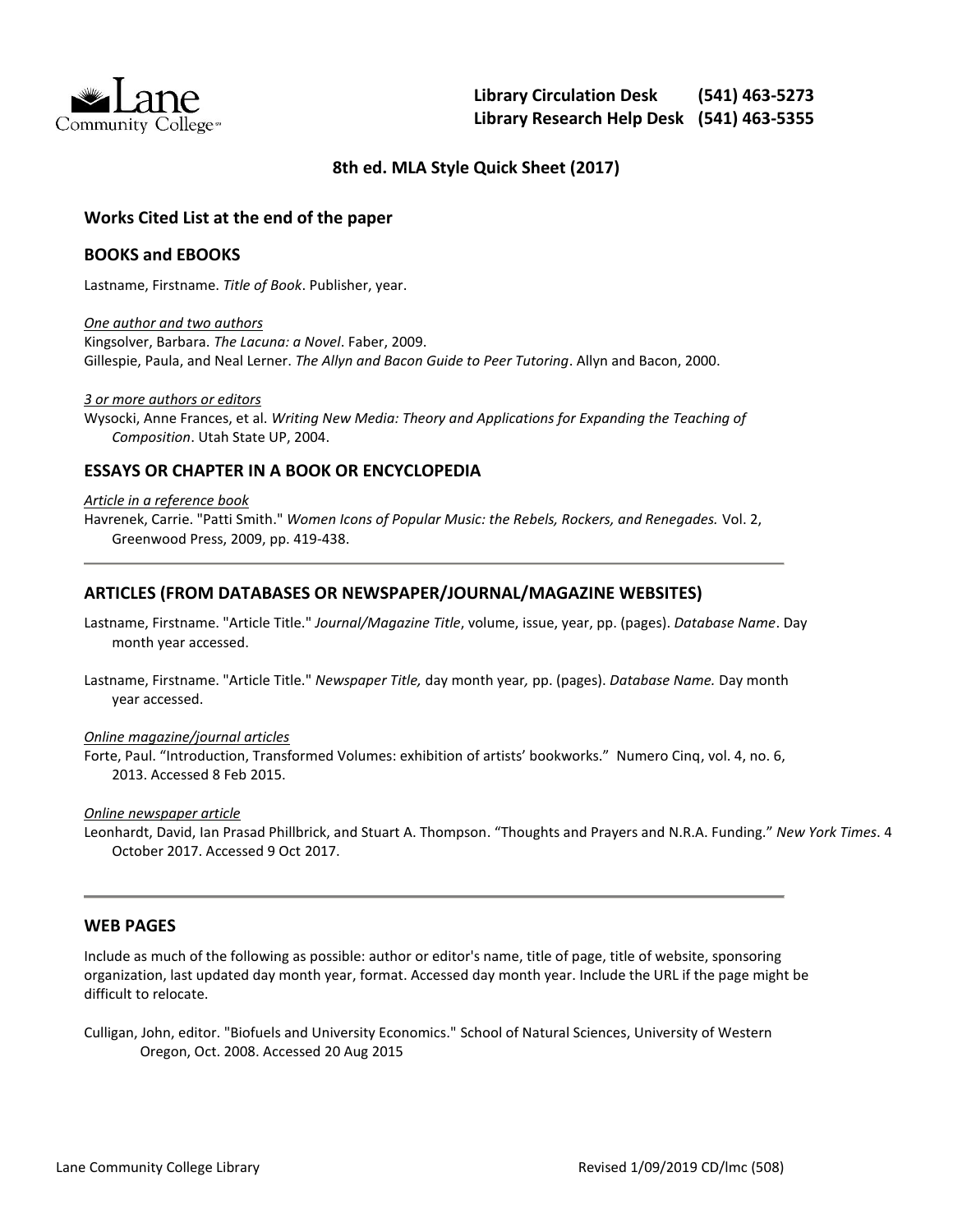**Lane Community College**

**Library Circulation Desk (541) 463-5273**
**Library Research Help Desk (541) 463-5355**

# 8th ed. MLA Style Quick Sheet (2017)

## Works Cited List at the end of the paper

## BOOKS and EBOOKS

Lastname, Firstname. *Title of Book*. Publisher, year.

*One author and two authors*

Kingsolver, Barbara. *The Lacuna: a Novel*. Faber, 2009.

Gillespie, Paula, and Neal Lerner. *The Allyn and Bacon Guide to Peer Tutoring*. Allyn and Bacon, 2000.

*3 or more authors or editors*

Wysocki, Anne Frances, et al. *Writing New Media: Theory and Applications for Expanding the Teaching of Composition*. Utah State UP, 2004.

## ESSAYS OR CHAPTER IN A BOOK OR ENCYCLOPEDIA

*Article in a reference book*

Havrenek, Carrie. "Patti Smith." *Women Icons of Popular Music: the Rebels, Rockers, and Renegades.* Vol. 2, Greenwood Press, 2009, pp. 419-438.

---

## ARTICLES (FROM DATABASES OR NEWSPAPER/JOURNAL/MAGAZINE WEBSITES)

Lastname, Firstname. "Article Title." *Journal/Magazine Title*, volume, issue, year, pp. (pages). *Database Name*. Day month year accessed.

Lastname, Firstname. "Article Title." *Newspaper Title,* day month year*,* pp. (pages). *Database Name.* Day month year accessed.

*Online magazine/journal articles*

Forte, Paul. "Introduction, Transformed Volumes: exhibition of artists' bookworks." Numero Cinq, vol. 4, no. 6, 2013. Accessed 8 Feb 2015.

*Online newspaper article*

Leonhardt, David, Ian Prasad Phillbrick, and Stuart A. Thompson. "Thoughts and Prayers and N.R.A. Funding." *New York Times*. 4 October 2017. Accessed 9 Oct 2017.

---

## WEB PAGES

Include as much of the following as possible: author or editor's name, title of page, title of website, sponsoring organization, last updated day month year, format. Accessed day month year. Include the URL if the page might be difficult to relocate.

Culligan, John, editor. "Biofuels and University Economics." School of Natural Sciences, University of Western Oregon, Oct. 2008. Accessed 20 Aug 2015

Lane Community College Library — Revised 1/09/2019 CD/lmc (508)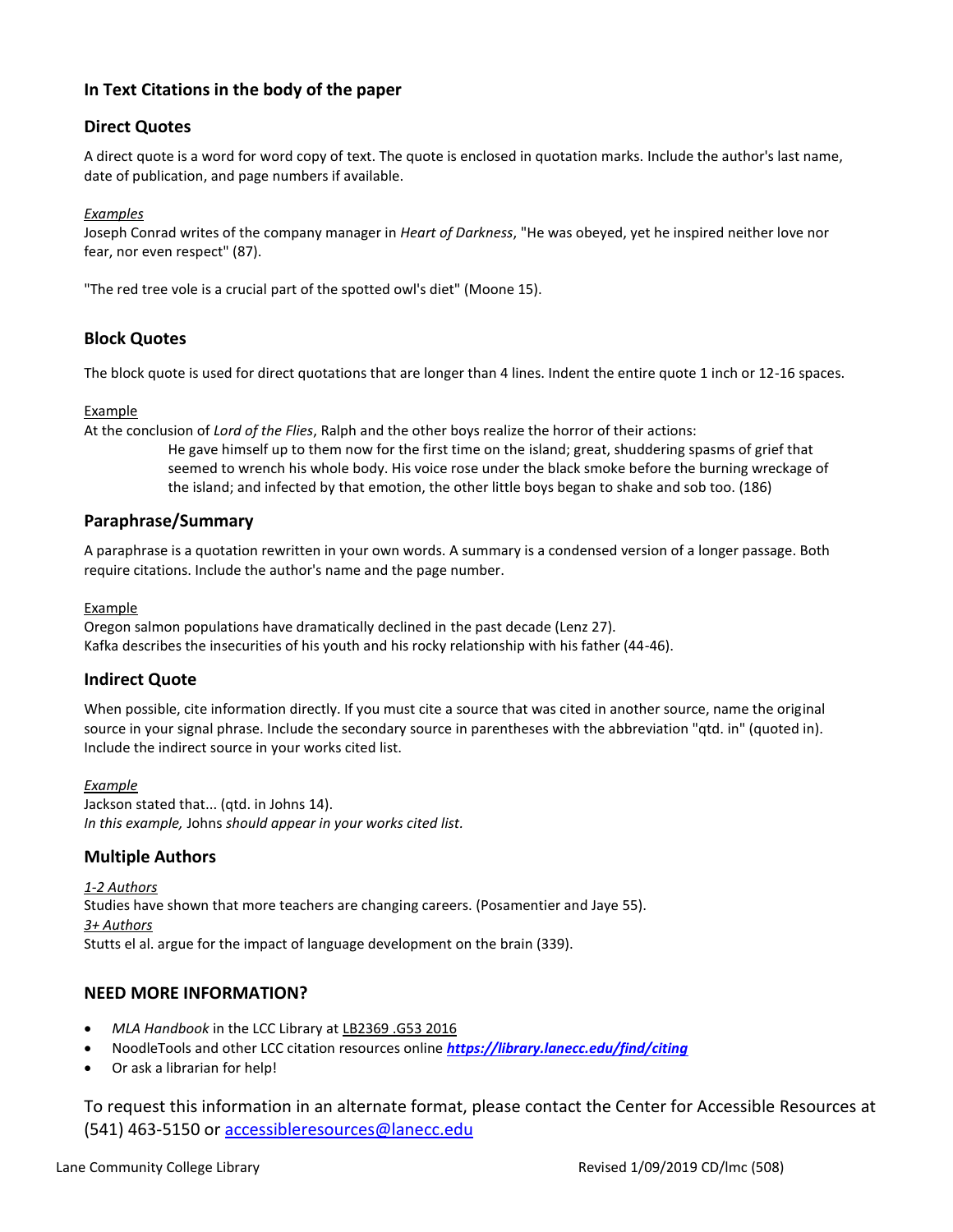## In Text Citations in the body of the paper

### Direct Quotes

A direct quote is a word for word copy of text. The quote is enclosed in quotation marks. Include the author's last name, date of publication, and page numbers if available.

*Examples*

Joseph Conrad writes of the company manager in *Heart of Darkness*, "He was obeyed, yet he inspired neither love nor fear, nor even respect" (87).

"The red tree vole is a crucial part of the spotted owl's diet" (Moone 15).

### Block Quotes

The block quote is used for direct quotations that are longer than 4 lines. Indent the entire quote 1 inch or 12-16 spaces.

Example

At the conclusion of *Lord of the Flies*, Ralph and the other boys realize the horror of their actions:

> He gave himself up to them now for the first time on the island; great, shuddering spasms of grief that seemed to wrench his whole body. His voice rose under the black smoke before the burning wreckage of the island; and infected by that emotion, the other little boys began to shake and sob too. (186)

### Paraphrase/Summary

A paraphrase is a quotation rewritten in your own words. A summary is a condensed version of a longer passage. Both require citations. Include the author's name and the page number.

Example

Oregon salmon populations have dramatically declined in the past decade (Lenz 27).
Kafka describes the insecurities of his youth and his rocky relationship with his father (44-46).

### Indirect Quote

When possible, cite information directly. If you must cite a source that was cited in another source, name the original source in your signal phrase. Include the secondary source in parentheses with the abbreviation "qtd. in" (quoted in). Include the indirect source in your works cited list.

*Example*

Jackson stated that... (qtd. in Johns 14).
*In this example,* Johns *should appear in your works cited list.*

### Multiple Authors

*1-2 Authors*
Studies have shown that more teachers are changing careers. (Posamentier and Jaye 55).
*3+ Authors*
Stutts el al. argue for the impact of language development on the brain (339).

### NEED MORE INFORMATION?

- *MLA Handbook* in the LCC Library at LB2369 .G53 2016
- NoodleTools and other LCC citation resources online ***https://library.lanecc.edu/find/citing***
- Or ask a librarian for help!

To request this information in an alternate format, please contact the Center for Accessible Resources at (541) 463-5150 or accessibleresources@lanecc.edu

Lane Community College Library    Revised 1/09/2019 CD/lmc (508)